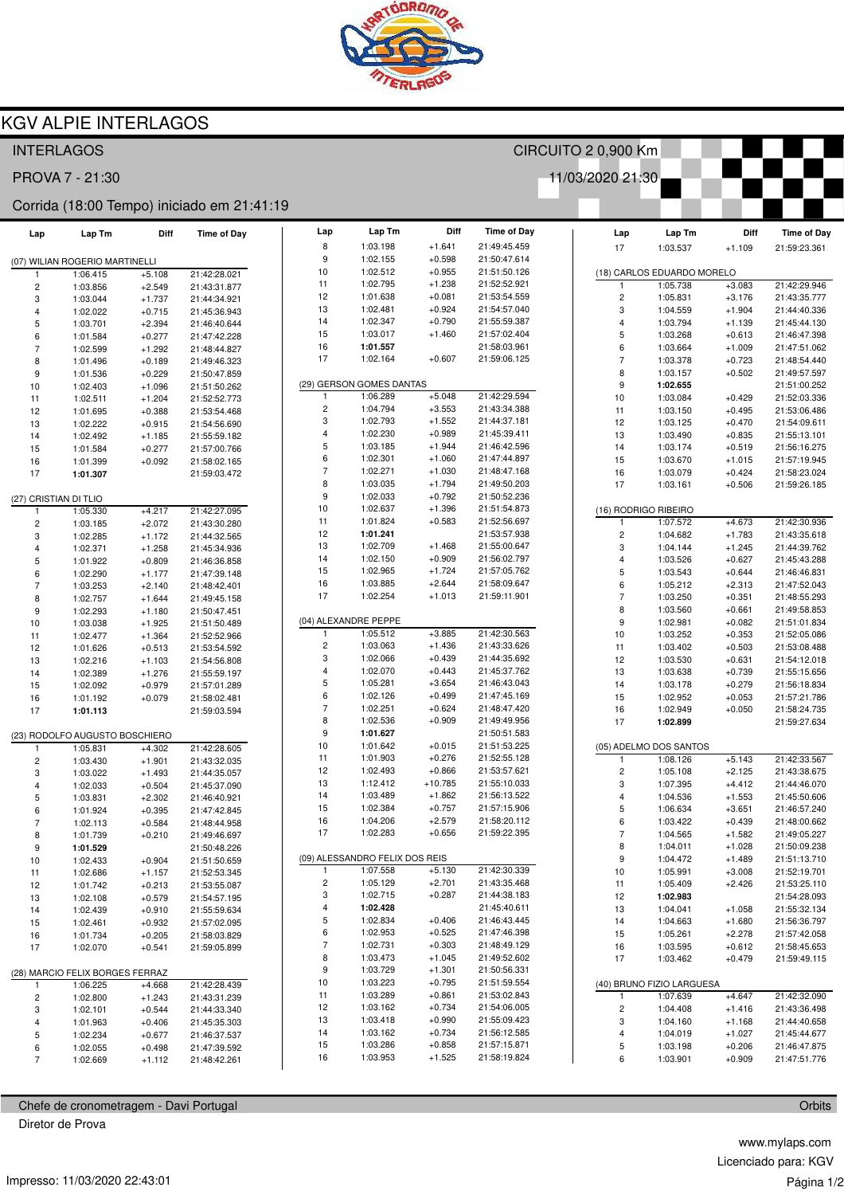# KGV ALPIE INTERLAGOS

INTERLAGOS — CIRCUITO 2 0,900 Km

PROVA 7 - 21:30 — 11/03/2020 21:30

Corrida (18:00 Tempo) iniciado em 21:41:19

### (07) WILIAN ROGERIO MARTINELLI

| Lap | Lap Tm | Diff | Time of Day |
|---|---|---|---|
| 1 | 1:06.415 | +5.108 | 21:42:28.021 |
| 2 | 1:03.856 | +2.549 | 21:43:31.877 |
| 3 | 1:03.044 | +1.737 | 21:44:34.921 |
| 4 | 1:02.022 | +0.715 | 21:45:36.943 |
| 5 | 1:03.701 | +2.394 | 21:46:40.644 |
| 6 | 1:01.584 | +0.277 | 21:47:42.228 |
| 7 | 1:02.599 | +1.292 | 21:48:44.827 |
| 8 | 1:01.496 | +0.189 | 21:49:46.323 |
| 9 | 1:01.536 | +0.229 | 21:50:47.859 |
| 10 | 1:02.403 | +1.096 | 21:51:50.262 |
| 11 | 1:02.511 | +1.204 | 21:52:52.773 |
| 12 | 1:01.695 | +0.388 | 21:53:54.468 |
| 13 | 1:02.222 | +0.915 | 21:54:56.690 |
| 14 | 1:02.492 | +1.185 | 21:55:59.182 |
| 15 | 1:01.584 | +0.277 | 21:57:00.766 |
| 16 | 1:01.399 | +0.092 | 21:58:02.165 |
| 17 | **1:01.307** | | 21:59:03.472 |

### (27) CRISTIAN DI TLIO

| Lap | Lap Tm | Diff | Time of Day |
|---|---|---|---|
| 1 | 1:05.330 | +4.217 | 21:42:27.095 |
| 2 | 1:03.185 | +2.072 | 21:43:30.280 |
| 3 | 1:02.285 | +1.172 | 21:44:32.565 |
| 4 | 1:02.371 | +1.258 | 21:45:34.936 |
| 5 | 1:01.922 | +0.809 | 21:46:36.858 |
| 6 | 1:02.290 | +1.177 | 21:47:39.148 |
| 7 | 1:03.253 | +2.140 | 21:48:42.401 |
| 8 | 1:02.757 | +1.644 | 21:49:45.158 |
| 9 | 1:02.293 | +1.180 | 21:50:47.451 |
| 10 | 1:03.038 | +1.925 | 21:51:50.489 |
| 11 | 1:02.477 | +1.364 | 21:52:52.966 |
| 12 | 1:01.626 | +0.513 | 21:53:54.592 |
| 13 | 1:02.216 | +1.103 | 21:54:56.808 |
| 14 | 1:02.389 | +1.276 | 21:55:59.197 |
| 15 | 1:02.092 | +0.979 | 21:57:01.289 |
| 16 | 1:01.192 | +0.079 | 21:58:02.481 |
| 17 | **1:01.113** | | 21:59:03.594 |

### (23) RODOLFO AUGUSTO BOSCHIERO

| Lap | Lap Tm | Diff | Time of Day |
|---|---|---|---|
| 1 | 1:05.831 | +4.302 | 21:42:28.605 |
| 2 | 1:03.430 | +1.901 | 21:43:32.035 |
| 3 | 1:03.022 | +1.493 | 21:44:35.057 |
| 4 | 1:02.033 | +0.504 | 21:45:37.090 |
| 5 | 1:03.831 | +2.302 | 21:46:40.921 |
| 6 | 1:01.924 | +0.395 | 21:47:42.845 |
| 7 | 1:02.113 | +0.584 | 21:48:44.958 |
| 8 | 1:01.739 | +0.210 | 21:49:46.697 |
| 9 | **1:01.529** | | 21:50:48.226 |
| 10 | 1:02.433 | +0.904 | 21:51:50.659 |
| 11 | 1:02.686 | +1.157 | 21:52:53.345 |
| 12 | 1:01.742 | +0.213 | 21:53:55.087 |
| 13 | 1:02.108 | +0.579 | 21:54:57.195 |
| 14 | 1:02.439 | +0.910 | 21:55:59.634 |
| 15 | 1:02.461 | +0.932 | 21:57:02.095 |
| 16 | 1:01.734 | +0.205 | 21:58:03.829 |
| 17 | 1:02.070 | +0.541 | 21:59:05.899 |

### (28) MARCIO FELIX BORGES FERRAZ

| Lap | Lap Tm | Diff | Time of Day |
|---|---|---|---|
| 1 | 1:06.225 | +4.668 | 21:42:28.439 |
| 2 | 1:02.800 | +1.243 | 21:43:31.239 |
| 3 | 1:02.101 | +0.544 | 21:44:33.340 |
| 4 | 1:01.963 | +0.406 | 21:45:35.303 |
| 5 | 1:02.234 | +0.677 | 21:46:37.537 |
| 6 | 1:02.055 | +0.498 | 21:47:39.592 |
| 7 | 1:02.669 | +1.112 | 21:48:42.261 |
| 8 | 1:03.198 | +1.641 | 21:49:45.459 |
| 9 | 1:02.155 | +0.598 | 21:50:47.614 |
| 10 | 1:02.512 | +0.955 | 21:51:50.126 |
| 11 | 1:02.795 | +1.238 | 21:52:52.921 |
| 12 | 1:01.638 | +0.081 | 21:53:54.559 |
| 13 | 1:02.481 | +0.924 | 21:54:57.040 |
| 14 | 1:02.347 | +0.790 | 21:55:59.387 |
| 15 | 1:03.017 | +1.460 | 21:57:02.404 |
| 16 | **1:01.557** | | 21:58:03.961 |
| 17 | 1:02.164 | +0.607 | 21:59:06.125 |

### (29) GERSON GOMES DANTAS

| Lap | Lap Tm | Diff | Time of Day |
|---|---|---|---|
| 1 | 1:06.289 | +5.048 | 21:42:29.594 |
| 2 | 1:04.794 | +3.553 | 21:43:34.388 |
| 3 | 1:02.793 | +1.552 | 21:44:37.181 |
| 4 | 1:02.230 | +0.989 | 21:45:39.411 |
| 5 | 1:03.185 | +1.944 | 21:46:42.596 |
| 6 | 1:02.301 | +1.060 | 21:47:44.897 |
| 7 | 1:02.271 | +1.030 | 21:48:47.168 |
| 8 | 1:03.035 | +1.794 | 21:49:50.203 |
| 9 | 1:02.033 | +0.792 | 21:50:52.236 |
| 10 | 1:02.637 | +1.396 | 21:51:54.873 |
| 11 | 1:01.824 | +0.583 | 21:52:56.697 |
| 12 | **1:01.241** | | 21:53:57.938 |
| 13 | 1:02.709 | +1.468 | 21:55:00.647 |
| 14 | 1:02.150 | +0.909 | 21:56:02.797 |
| 15 | 1:02.965 | +1.724 | 21:57:05.762 |
| 16 | 1:03.885 | +2.644 | 21:58:09.647 |
| 17 | 1:02.254 | +1.013 | 21:59:11.901 |

### (04) ALEXANDRE PEPPE

| Lap | Lap Tm | Diff | Time of Day |
|---|---|---|---|
| 1 | 1:05.512 | +3.885 | 21:42:30.563 |
| 2 | 1:03.063 | +1.436 | 21:43:33.626 |
| 3 | 1:02.066 | +0.439 | 21:44:35.692 |
| 4 | 1:02.070 | +0.443 | 21:45:37.762 |
| 5 | 1:05.281 | +3.654 | 21:46:43.043 |
| 6 | 1:02.126 | +0.499 | 21:47:45.169 |
| 7 | 1:02.251 | +0.624 | 21:48:47.420 |
| 8 | 1:02.536 | +0.909 | 21:49:49.956 |
| 9 | **1:01.627** | | 21:50:51.583 |
| 10 | 1:01.642 | +0.015 | 21:51:53.225 |
| 11 | 1:01.903 | +0.276 | 21:52:55.128 |
| 12 | 1:02.493 | +0.866 | 21:53:57.621 |
| 13 | 1:12.412 | +10.785 | 21:55:10.033 |
| 14 | 1:03.489 | +1.862 | 21:56:13.522 |
| 15 | 1:02.384 | +0.757 | 21:57:15.906 |
| 16 | 1:04.206 | +2.579 | 21:58:20.112 |
| 17 | 1:02.283 | +0.656 | 21:59:22.395 |

### (09) ALESSANDRO FELIX DOS REIS

| Lap | Lap Tm | Diff | Time of Day |
|---|---|---|---|
| 1 | 1:07.558 | +5.130 | 21:42:30.339 |
| 2 | 1:05.129 | +2.701 | 21:43:35.468 |
| 3 | 1:02.715 | +0.287 | 21:44:38.183 |
| 4 | **1:02.428** | | 21:45:40.611 |
| 5 | 1:02.834 | +0.406 | 21:46:43.445 |
| 6 | 1:02.953 | +0.525 | 21:47:46.398 |
| 7 | 1:02.731 | +0.303 | 21:48:49.129 |
| 8 | 1:03.473 | +1.045 | 21:49:52.602 |
| 9 | 1:03.729 | +1.301 | 21:50:56.331 |
| 10 | 1:03.223 | +0.795 | 21:51:59.554 |
| 11 | 1:03.289 | +0.861 | 21:53:02.843 |
| 12 | 1:03.162 | +0.734 | 21:54:06.005 |
| 13 | 1:03.418 | +0.990 | 21:55:09.423 |
| 14 | 1:03.162 | +0.734 | 21:56:12.585 |
| 15 | 1:03.286 | +0.858 | 21:57:15.871 |
| 16 | 1:03.953 | +1.525 | 21:58:19.824 |
| 17 | 1:03.537 | +1.109 | 21:59:23.361 |

### (18) CARLOS EDUARDO MORELO

| Lap | Lap Tm | Diff | Time of Day |
|---|---|---|---|
| 1 | 1:05.738 | +3.083 | 21:42:29.946 |
| 2 | 1:05.831 | +3.176 | 21:43:35.777 |
| 3 | 1:04.559 | +1.904 | 21:44:40.336 |
| 4 | 1:03.794 | +1.139 | 21:45:44.130 |
| 5 | 1:03.268 | +0.613 | 21:46:47.398 |
| 6 | 1:03.664 | +1.009 | 21:47:51.062 |
| 7 | 1:03.378 | +0.723 | 21:48:54.440 |
| 8 | 1:03.157 | +0.502 | 21:49:57.597 |
| 9 | **1:02.655** | | 21:51:00.252 |
| 10 | 1:03.084 | +0.429 | 21:52:03.336 |
| 11 | 1:03.150 | +0.495 | 21:53:06.486 |
| 12 | 1:03.125 | +0.470 | 21:54:09.611 |
| 13 | 1:03.490 | +0.835 | 21:55:13.101 |
| 14 | 1:03.174 | +0.519 | 21:56:16.275 |
| 15 | 1:03.670 | +1.015 | 21:57:19.945 |
| 16 | 1:03.079 | +0.424 | 21:58:23.024 |
| 17 | 1:03.161 | +0.506 | 21:59:26.185 |

### (16) RODRIGO RIBEIRO

| Lap | Lap Tm | Diff | Time of Day |
|---|---|---|---|
| 1 | 1:07.572 | +4.673 | 21:42:30.936 |
| 2 | 1:04.682 | +1.783 | 21:43:35.618 |
| 3 | 1:04.144 | +1.245 | 21:44:39.762 |
| 4 | 1:03.526 | +0.627 | 21:45:43.288 |
| 5 | 1:03.543 | +0.644 | 21:46:46.831 |
| 6 | 1:05.212 | +2.313 | 21:47:52.043 |
| 7 | 1:03.250 | +0.351 | 21:48:55.293 |
| 8 | 1:03.560 | +0.661 | 21:49:58.853 |
| 9 | 1:02.981 | +0.082 | 21:51:01.834 |
| 10 | 1:03.252 | +0.353 | 21:52:05.086 |
| 11 | 1:03.402 | +0.503 | 21:53:08.488 |
| 12 | 1:03.530 | +0.631 | 21:54:12.018 |
| 13 | 1:03.638 | +0.739 | 21:55:15.656 |
| 14 | 1:03.178 | +0.279 | 21:56:18.834 |
| 15 | 1:02.952 | +0.053 | 21:57:21.786 |
| 16 | 1:02.949 | +0.050 | 21:58:24.735 |
| 17 | **1:02.899** | | 21:59:27.634 |

### (05) ADELMO DOS SANTOS

| Lap | Lap Tm | Diff | Time of Day |
|---|---|---|---|
| 1 | 1:08.126 | +5.143 | 21:42:33.567 |
| 2 | 1:05.108 | +2.125 | 21:43:38.675 |
| 3 | 1:07.395 | +4.412 | 21:44:46.070 |
| 4 | 1:04.536 | +1.553 | 21:45:50.606 |
| 5 | 1:06.634 | +3.651 | 21:46:57.240 |
| 6 | 1:03.422 | +0.439 | 21:48:00.662 |
| 7 | 1:04.565 | +1.582 | 21:49:05.227 |
| 8 | 1:04.011 | +1.028 | 21:50:09.238 |
| 9 | 1:04.472 | +1.489 | 21:51:13.710 |
| 10 | 1:05.991 | +3.008 | 21:52:19.701 |
| 11 | 1:05.409 | +2.426 | 21:53:25.110 |
| 12 | **1:02.983** | | 21:54:28.093 |
| 13 | 1:04.041 | +1.058 | 21:55:32.134 |
| 14 | 1:04.663 | +1.680 | 21:56:36.797 |
| 15 | 1:05.261 | +2.278 | 21:57:42.058 |
| 16 | 1:03.595 | +0.612 | 21:58:45.653 |
| 17 | 1:03.462 | +0.479 | 21:59:49.115 |

### (40) BRUNO FIZIO LARGUESA

| Lap | Lap Tm | Diff | Time of Day |
|---|---|---|---|
| 1 | 1:07.639 | +4.647 | 21:42:32.090 |
| 2 | 1:04.408 | +1.416 | 21:43:36.498 |
| 3 | 1:04.160 | +1.168 | 21:44:40.658 |
| 4 | 1:04.019 | +1.027 | 21:45:44.677 |
| 5 | 1:03.198 | +0.206 | 21:46:47.875 |
| 6 | 1:03.901 | +0.909 | 21:47:51.776 |

Chefe de cronometragem - Davi Portugal — Orbits

Diretor de Prova

www.mylaps.com

Licenciado para: KGV

Impresso: 11/03/2020 22:43:01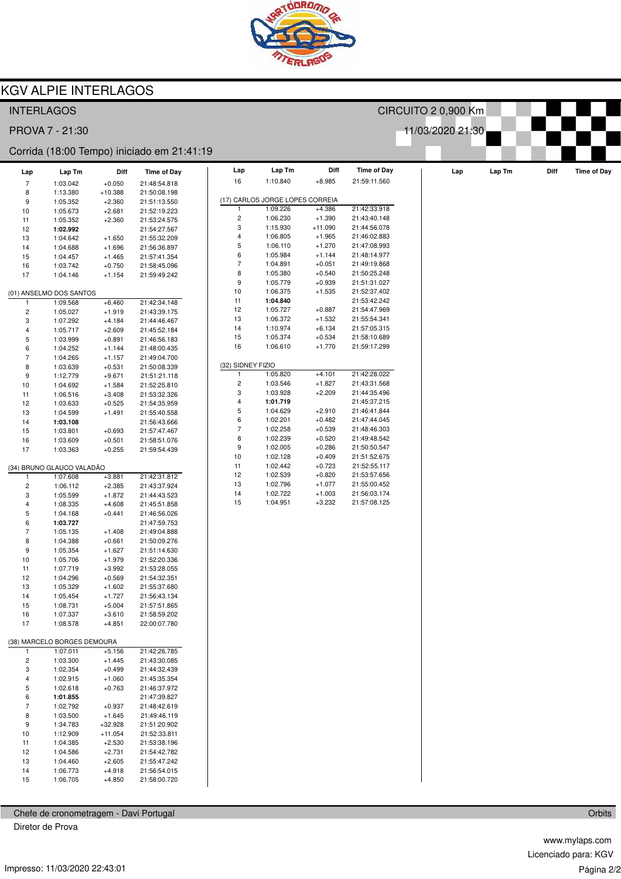# KGV ALPIE INTERLAGOS

INTERLAGOS — CIRCUITO 2 0,900 Km

PROVA 7 - 21:30 — 11/03/2020 21:30

Corrida (18:00 Tempo) iniciado em 21:41:19

| Lap | Lap Tm | Diff | Time of Day |
|---|---|---|---|
| 7 | 1:03.042 | +0.050 | 21:48:54.818 |
| 8 | 1:13.380 | +10.388 | 21:50:08.198 |
| 9 | 1:05.352 | +2.360 | 21:51:13.550 |
| 10 | 1:05.673 | +2.681 | 21:52:19.223 |
| 11 | 1:05.352 | +2.360 | 21:53:24.575 |
| 12 | **1:02.992** | | 21:54:27.567 |
| 13 | 1:04.642 | +1.650 | 21:55:32.209 |
| 14 | 1:04.688 | +1.696 | 21:56:36.897 |
| 15 | 1:04.457 | +1.465 | 21:57:41.354 |
| 16 | 1:03.742 | +0.750 | 21:58:45.096 |
| 17 | 1:04.146 | +1.154 | 21:59:49.242 |

(01) ANSELMO DOS SANTOS

| Lap | Lap Tm | Diff | Time of Day |
|---|---|---|---|
| 1 | 1:09.568 | +6.460 | 21:42:34.148 |
| 2 | 1:05.027 | +1.919 | 21:43:39.175 |
| 3 | 1:07.292 | +4.184 | 21:44:46.467 |
| 4 | 1:05.717 | +2.609 | 21:45:52.184 |
| 5 | 1:03.999 | +0.891 | 21:46:56.183 |
| 6 | 1:04.252 | +1.144 | 21:48:00.435 |
| 7 | 1:04.265 | +1.157 | 21:49:04.700 |
| 8 | 1:03.639 | +0.531 | 21:50:08.339 |
| 9 | 1:12.779 | +9.671 | 21:51:21.118 |
| 10 | 1:04.692 | +1.584 | 21:52:25.810 |
| 11 | 1:06.516 | +3.408 | 21:53:32.326 |
| 12 | 1:03.633 | +0.525 | 21:54:35.959 |
| 13 | 1:04.599 | +1.491 | 21:55:40.558 |
| 14 | **1:03.108** | | 21:56:43.666 |
| 15 | 1:03.801 | +0.693 | 21:57:47.467 |
| 16 | 1:03.609 | +0.501 | 21:58:51.076 |
| 17 | 1:03.363 | +0.255 | 21:59:54.439 |

(34) BRUNO GLAUCO VALADÃO

| Lap | Lap Tm | Diff | Time of Day |
|---|---|---|---|
| 1 | 1:07.608 | +3.881 | 21:42:31.812 |
| 2 | 1:06.112 | +2.385 | 21:43:37.924 |
| 3 | 1:05.599 | +1.872 | 21:44:43.523 |
| 4 | 1:08.335 | +4.608 | 21:45:51.858 |
| 5 | 1:04.168 | +0.441 | 21:46:56.026 |
| 6 | **1:03.727** | | 21:47:59.753 |
| 7 | 1:05.135 | +1.408 | 21:49:04.888 |
| 8 | 1:04.388 | +0.661 | 21:50:09.276 |
| 9 | 1:05.354 | +1.627 | 21:51:14.630 |
| 10 | 1:05.706 | +1.979 | 21:52:20.336 |
| 11 | 1:07.719 | +3.992 | 21:53:28.055 |
| 12 | 1:04.296 | +0.569 | 21:54:32.351 |
| 13 | 1:05.329 | +1.602 | 21:55:37.680 |
| 14 | 1:05.454 | +1.727 | 21:56:43.134 |
| 15 | 1:08.731 | +5.004 | 21:57:51.865 |
| 16 | 1:07.337 | +3.610 | 21:58:59.202 |
| 17 | 1:08.578 | +4.851 | 22:00:07.780 |

(38) MARCELO BORGES DEMOURA

| Lap | Lap Tm | Diff | Time of Day |
|---|---|---|---|
| 1 | 1:07.011 | +5.156 | 21:42:26.785 |
| 2 | 1:03.300 | +1.445 | 21:43:30.085 |
| 3 | 1:02.354 | +0.499 | 21:44:32.439 |
| 4 | 1:02.915 | +1.060 | 21:45:35.354 |
| 5 | 1:02.618 | +0.763 | 21:46:37.972 |
| 6 | **1:01.855** | | 21:47:39.827 |
| 7 | 1:02.792 | +0.937 | 21:48:42.619 |
| 8 | 1:03.500 | +1.645 | 21:49:46.119 |
| 9 | 1:34.783 | +32.928 | 21:51:20.902 |
| 10 | 1:12.909 | +11.054 | 21:52:33.811 |
| 11 | 1:04.385 | +2.530 | 21:53:38.196 |
| 12 | 1:04.586 | +2.731 | 21:54:42.782 |
| 13 | 1:04.460 | +2.605 | 21:55:47.242 |
| 14 | 1:06.773 | +4.918 | 21:56:54.015 |
| 15 | 1:06.705 | +4.850 | 21:58:00.720 |

| Lap | Lap Tm | Diff | Time of Day |
|---|---|---|---|
| 16 | 1:10.840 | +8.985 | 21:59:11.560 |

(17) CARLOS JORGE LOPES CORREIA

| Lap | Lap Tm | Diff | Time of Day |
|---|---|---|---|
| 1 | 1:09.226 | +4.386 | 21:42:33.918 |
| 2 | 1:06.230 | +1.390 | 21:43:40.148 |
| 3 | 1:15.930 | +11.090 | 21:44:56.078 |
| 4 | 1:06.805 | +1.965 | 21:46:02.883 |
| 5 | 1:06.110 | +1.270 | 21:47:08.993 |
| 6 | 1:05.984 | +1.144 | 21:48:14.977 |
| 7 | 1:04.891 | +0.051 | 21:49:19.868 |
| 8 | 1:05.380 | +0.540 | 21:50:25.248 |
| 9 | 1:05.779 | +0.939 | 21:51:31.027 |
| 10 | 1:06.375 | +1.535 | 21:52:37.402 |
| 11 | **1:04.840** | | 21:53:42.242 |
| 12 | 1:05.727 | +0.887 | 21:54:47.969 |
| 13 | 1:06.372 | +1.532 | 21:55:54.341 |
| 14 | 1:10.974 | +6.134 | 21:57:05.315 |
| 15 | 1:05.374 | +0.534 | 21:58:10.689 |
| 16 | 1:06.610 | +1.770 | 21:59:17.299 |

(32) SIDNEY FIZIO

| Lap | Lap Tm | Diff | Time of Day |
|---|---|---|---|
| 1 | 1:05.820 | +4.101 | 21:42:28.022 |
| 2 | 1:03.546 | +1.827 | 21:43:31.568 |
| 3 | 1:03.928 | +2.209 | 21:44:35.496 |
| 4 | **1:01.719** | | 21:45:37.215 |
| 5 | 1:04.629 | +2.910 | 21:46:41.844 |
| 6 | 1:02.201 | +0.482 | 21:47:44.045 |
| 7 | 1:02.258 | +0.539 | 21:48:46.303 |
| 8 | 1:02.239 | +0.520 | 21:49:48.542 |
| 9 | 1:02.005 | +0.286 | 21:50:50.547 |
| 10 | 1:02.128 | +0.409 | 21:51:52.675 |
| 11 | 1:02.442 | +0.723 | 21:52:55.117 |
| 12 | 1:02.539 | +0.820 | 21:53:57.656 |
| 13 | 1:02.796 | +1.077 | 21:55:00.452 |
| 14 | 1:02.722 | +1.003 | 21:56:03.174 |
| 15 | 1:04.951 | +3.232 | 21:57:08.125 |

Chefe de cronometragem - Davi Portugal — Orbits

Diretor de Prova

www.mylaps.com

Licenciado para: KGV

Impresso: 11/03/2020 22:43:01